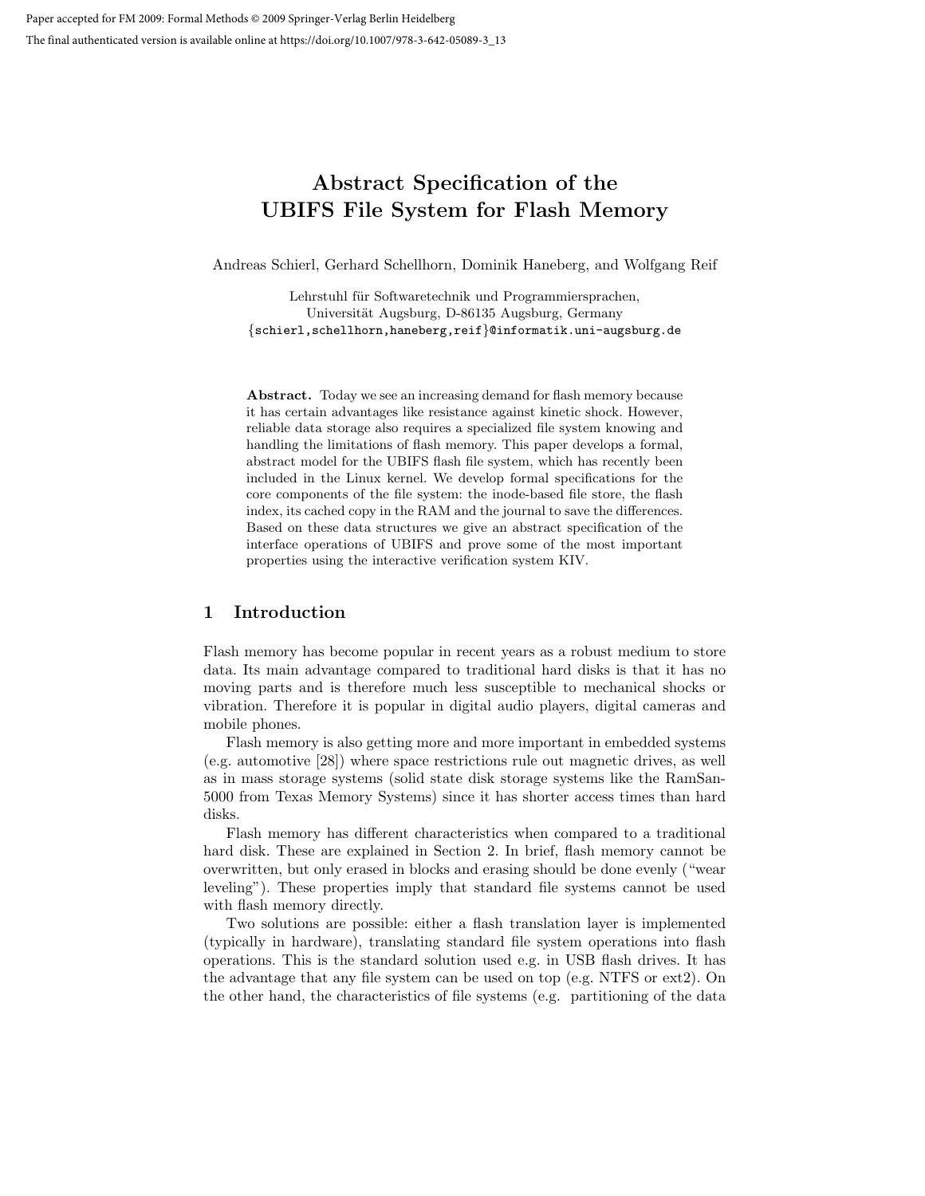Paper accepted for FM 2009: Formal Methods © 2009 Springer-Verlag Berlin Heidelberg

The final authenticated version is available online at https://doi.org/10.1007/978-3-642-05089-3_13

# Abstract Specification of the UBIFS File System for Flash Memory

Andreas Schierl, Gerhard Schellhorn, Dominik Haneberg, and Wolfgang Reif

Lehrstuhl für Softwaretechnik und Programmiersprachen,
Universität Augsburg, D-86135 Augsburg, Germany
{schierl,schellhorn,haneberg,reif}@informatik.uni-augsburg.de

**Abstract.** Today we see an increasing demand for flash memory because it has certain advantages like resistance against kinetic shock. However, reliable data storage also requires a specialized file system knowing and handling the limitations of flash memory. This paper develops a formal, abstract model for the UBIFS flash file system, which has recently been included in the Linux kernel. We develop formal specifications for the core components of the file system: the inode-based file store, the flash index, its cached copy in the RAM and the journal to save the differences. Based on these data structures we give an abstract specification of the interface operations of UBIFS and prove some of the most important properties using the interactive verification system KIV.

## 1 Introduction

Flash memory has become popular in recent years as a robust medium to store data. Its main advantage compared to traditional hard disks is that it has no moving parts and is therefore much less susceptible to mechanical shocks or vibration. Therefore it is popular in digital audio players, digital cameras and mobile phones.

Flash memory is also getting more and more important in embedded systems (e.g. automotive [28]) where space restrictions rule out magnetic drives, as well as in mass storage systems (solid state disk storage systems like the RamSan-5000 from Texas Memory Systems) since it has shorter access times than hard disks.

Flash memory has different characteristics when compared to a traditional hard disk. These are explained in Section 2. In brief, flash memory cannot be overwritten, but only erased in blocks and erasing should be done evenly ("wear leveling"). These properties imply that standard file systems cannot be used with flash memory directly.

Two solutions are possible: either a flash translation layer is implemented (typically in hardware), translating standard file system operations into flash operations. This is the standard solution used e.g. in USB flash drives. It has the advantage that any file system can be used on top (e.g. NTFS or ext2). On the other hand, the characteristics of file systems (e.g. partitioning of the data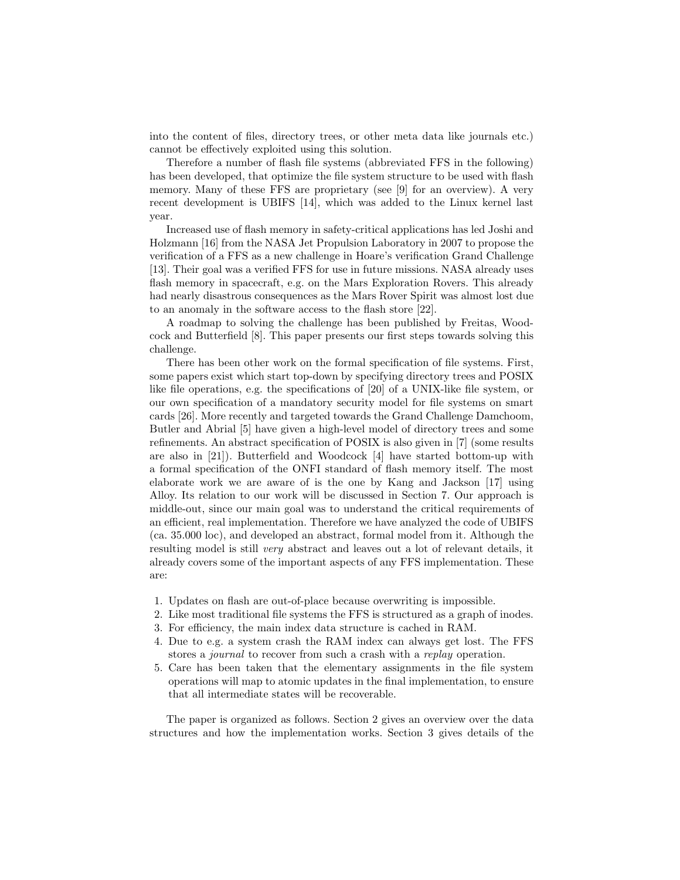into the content of files, directory trees, or other meta data like journals etc.) cannot be effectively exploited using this solution.

Therefore a number of flash file systems (abbreviated FFS in the following) has been developed, that optimize the file system structure to be used with flash memory. Many of these FFS are proprietary (see [9] for an overview). A very recent development is UBIFS [14], which was added to the Linux kernel last year.

Increased use of flash memory in safety-critical applications has led Joshi and Holzmann [16] from the NASA Jet Propulsion Laboratory in 2007 to propose the verification of a FFS as a new challenge in Hoare's verification Grand Challenge [13]. Their goal was a verified FFS for use in future missions. NASA already uses flash memory in spacecraft, e.g. on the Mars Exploration Rovers. This already had nearly disastrous consequences as the Mars Rover Spirit was almost lost due to an anomaly in the software access to the flash store [22].

A roadmap to solving the challenge has been published by Freitas, Woodcock and Butterfield [8]. This paper presents our first steps towards solving this challenge.

There has been other work on the formal specification of file systems. First, some papers exist which start top-down by specifying directory trees and POSIX like file operations, e.g. the specifications of [20] of a UNIX-like file system, or our own specification of a mandatory security model for file systems on smart cards [26]. More recently and targeted towards the Grand Challenge Damchoom, Butler and Abrial [5] have given a high-level model of directory trees and some refinements. An abstract specification of POSIX is also given in [7] (some results are also in [21]). Butterfield and Woodcock [4] have started bottom-up with a formal specification of the ONFI standard of flash memory itself. The most elaborate work we are aware of is the one by Kang and Jackson [17] using Alloy. Its relation to our work will be discussed in Section 7. Our approach is middle-out, since our main goal was to understand the critical requirements of an efficient, real implementation. Therefore we have analyzed the code of UBIFS (ca. 35.000 loc), and developed an abstract, formal model from it. Although the resulting model is still *very* abstract and leaves out a lot of relevant details, it already covers some of the important aspects of any FFS implementation. These are:

1. Updates on flash are out-of-place because overwriting is impossible.
2. Like most traditional file systems the FFS is structured as a graph of inodes.
3. For efficiency, the main index data structure is cached in RAM.
4. Due to e.g. a system crash the RAM index can always get lost. The FFS stores a *journal* to recover from such a crash with a *replay* operation.
5. Care has been taken that the elementary assignments in the file system operations will map to atomic updates in the final implementation, to ensure that all intermediate states will be recoverable.

The paper is organized as follows. Section 2 gives an overview over the data structures and how the implementation works. Section 3 gives details of the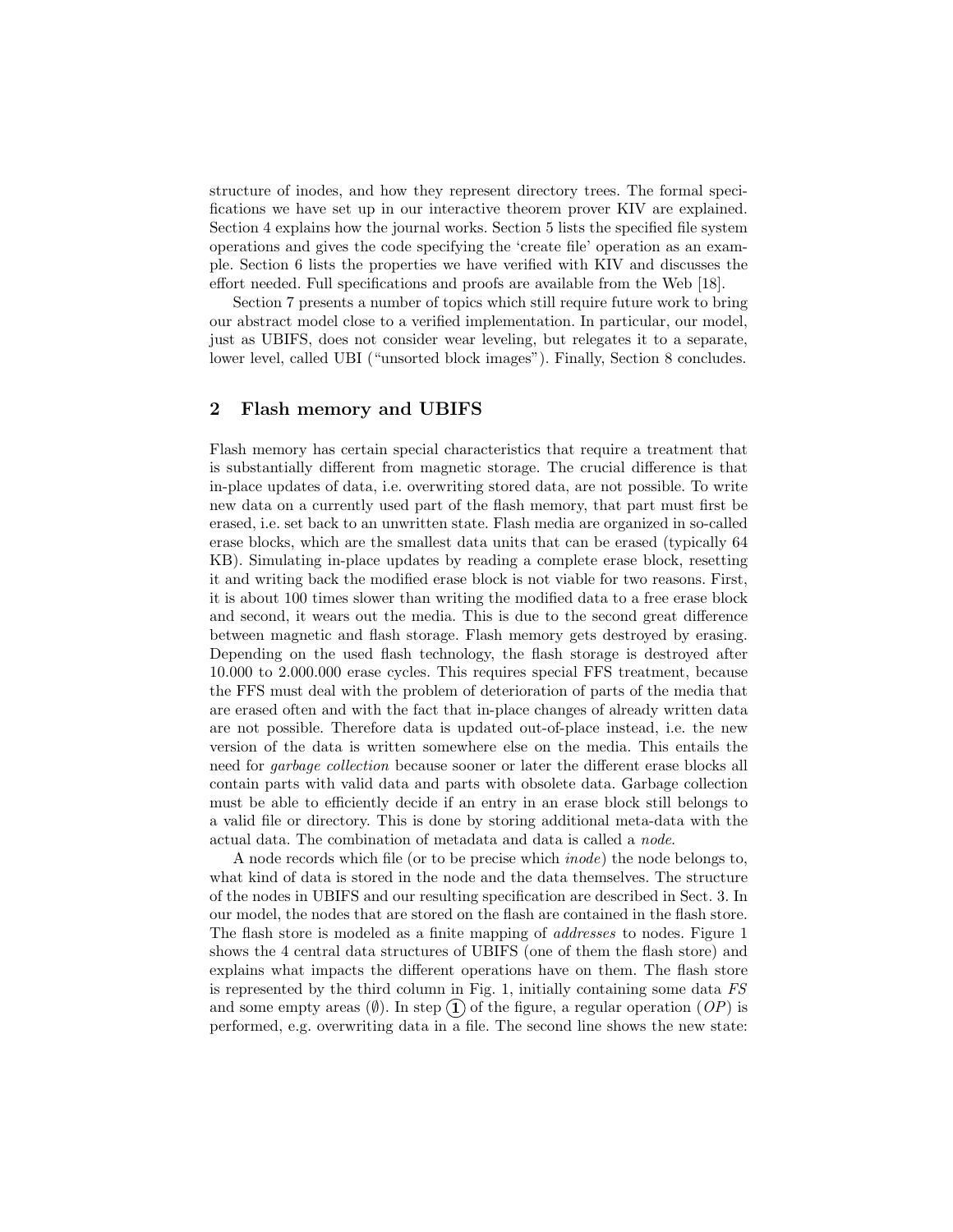structure of inodes, and how they represent directory trees. The formal specifications we have set up in our interactive theorem prover KIV are explained. Section 4 explains how the journal works. Section 5 lists the specified file system operations and gives the code specifying the 'create file' operation as an example. Section 6 lists the properties we have verified with KIV and discusses the effort needed. Full specifications and proofs are available from the Web [18].

Section 7 presents a number of topics which still require future work to bring our abstract model close to a verified implementation. In particular, our model, just as UBIFS, does not consider wear leveling, but relegates it to a separate, lower level, called UBI ("unsorted block images"). Finally, Section 8 concludes.

## 2 Flash memory and UBIFS

Flash memory has certain special characteristics that require a treatment that is substantially different from magnetic storage. The crucial difference is that in-place updates of data, i.e. overwriting stored data, are not possible. To write new data on a currently used part of the flash memory, that part must first be erased, i.e. set back to an unwritten state. Flash media are organized in so-called erase blocks, which are the smallest data units that can be erased (typically 64 KB). Simulating in-place updates by reading a complete erase block, resetting it and writing back the modified erase block is not viable for two reasons. First, it is about 100 times slower than writing the modified data to a free erase block and second, it wears out the media. This is due to the second great difference between magnetic and flash storage. Flash memory gets destroyed by erasing. Depending on the used flash technology, the flash storage is destroyed after 10.000 to 2.000.000 erase cycles. This requires special FFS treatment, because the FFS must deal with the problem of deterioration of parts of the media that are erased often and with the fact that in-place changes of already written data are not possible. Therefore data is updated out-of-place instead, i.e. the new version of the data is written somewhere else on the media. This entails the need for *garbage collection* because sooner or later the different erase blocks all contain parts with valid data and parts with obsolete data. Garbage collection must be able to efficiently decide if an entry in an erase block still belongs to a valid file or directory. This is done by storing additional meta-data with the actual data. The combination of metadata and data is called a *node*.

A node records which file (or to be precise which *inode*) the node belongs to, what kind of data is stored in the node and the data themselves. The structure of the nodes in UBIFS and our resulting specification are described in Sect. 3. In our model, the nodes that are stored on the flash are contained in the flash store. The flash store is modeled as a finite mapping of *addresses* to nodes. Figure 1 shows the 4 central data structures of UBIFS (one of them the flash store) and explains what impacts the different operations have on them. The flash store is represented by the third column in Fig. 1, initially containing some data *FS* and some empty areas ($\emptyset$). In step (1) of the figure, a regular operation (*OP*) is performed, e.g. overwriting data in a file. The second line shows the new state: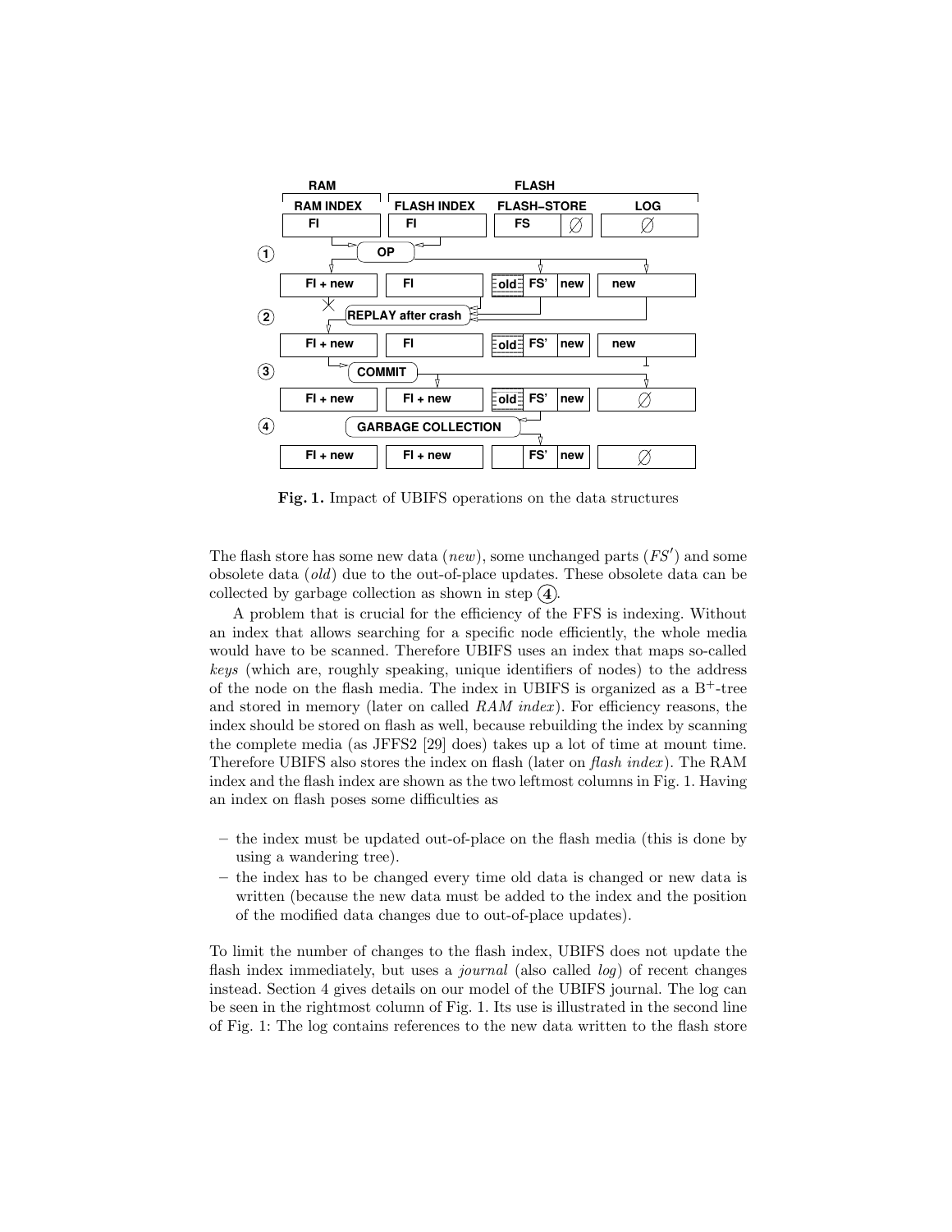**Fig. 1.** Impact of UBIFS operations on the data structures

The flash store has some new data (*new*), some unchanged parts ($FS'$) and some obsolete data (*old*) due to the out-of-place updates. These obsolete data can be collected by garbage collection as shown in step (4).

A problem that is crucial for the efficiency of the FFS is indexing. Without an index that allows searching for a specific node efficiently, the whole media would have to be scanned. Therefore UBIFS uses an index that maps so-called *keys* (which are, roughly speaking, unique identifiers of nodes) to the address of the node on the flash media. The index in UBIFS is organized as a $B^+$-tree and stored in memory (later on called *RAM index*). For efficiency reasons, the index should be stored on flash as well, because rebuilding the index by scanning the complete media (as JFFS2 [29] does) takes up a lot of time at mount time. Therefore UBIFS also stores the index on flash (later on *flash index*). The RAM index and the flash index are shown as the two leftmost columns in Fig. 1. Having an index on flash poses some difficulties as

- the index must be updated out-of-place on the flash media (this is done by using a wandering tree).
- the index has to be changed every time old data is changed or new data is written (because the new data must be added to the index and the position of the modified data changes due to out-of-place updates).

To limit the number of changes to the flash index, UBIFS does not update the flash index immediately, but uses a *journal* (also called *log*) of recent changes instead. Section 4 gives details on our model of the UBIFS journal. The log can be seen in the rightmost column of Fig. 1. Its use is illustrated in the second line of Fig. 1: The log contains references to the new data written to the flash store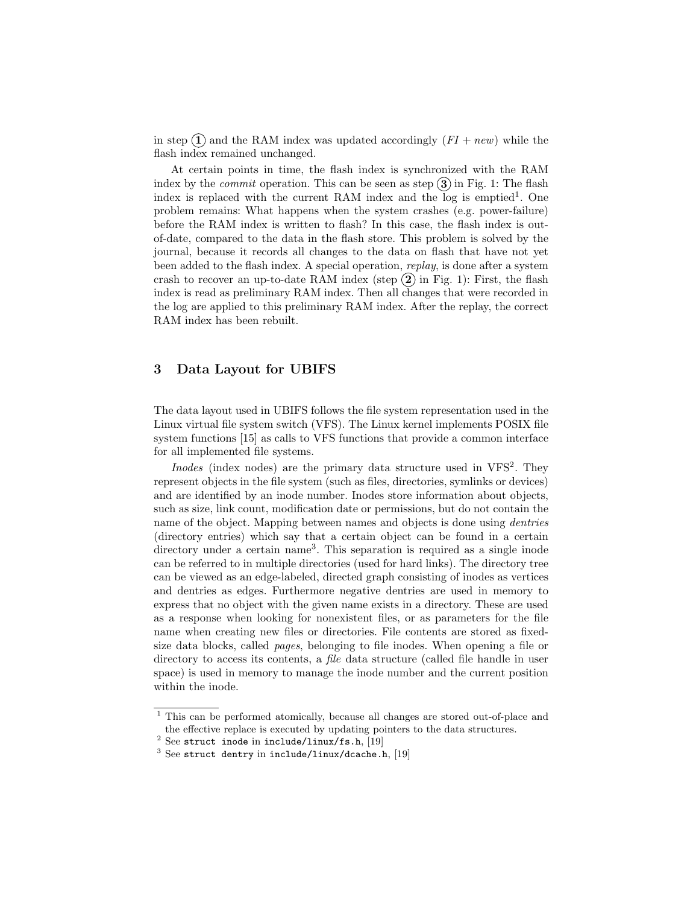in step (1) and the RAM index was updated accordingly ($FI + new$) while the flash index remained unchanged.

At certain points in time, the flash index is synchronized with the RAM index by the *commit* operation. This can be seen as step (3) in Fig. 1: The flash index is replaced with the current RAM index and the log is emptied[1]. One problem remains: What happens when the system crashes (e.g. power-failure) before the RAM index is written to flash? In this case, the flash index is out-of-date, compared to the data in the flash store. This problem is solved by the journal, because it records all changes to the data on flash that have not yet been added to the flash index. A special operation, *replay*, is done after a system crash to recover an up-to-date RAM index (step (2) in Fig. 1): First, the flash index is read as preliminary RAM index. Then all changes that were recorded in the log are applied to this preliminary RAM index. After the replay, the correct RAM index has been rebuilt.

## 3 Data Layout for UBIFS

The data layout used in UBIFS follows the file system representation used in the Linux virtual file system switch (VFS). The Linux kernel implements POSIX file system functions [15] as calls to VFS functions that provide a common interface for all implemented file systems.

*Inodes* (index nodes) are the primary data structure used in VFS[2]. They represent objects in the file system (such as files, directories, symlinks or devices) and are identified by an inode number. Inodes store information about objects, such as size, link count, modification date or permissions, but do not contain the name of the object. Mapping between names and objects is done using *dentries* (directory entries) which say that a certain object can be found in a certain directory under a certain name[3]. This separation is required as a single inode can be referred to in multiple directories (used for hard links). The directory tree can be viewed as an edge-labeled, directed graph consisting of inodes as vertices and dentries as edges. Furthermore negative dentries are used in memory to express that no object with the given name exists in a directory. These are used as a response when looking for nonexistent files, or as parameters for the file name when creating new files or directories. File contents are stored as fixed-size data blocks, called *pages*, belonging to file inodes. When opening a file or directory to access its contents, a *file* data structure (called file handle in user space) is used in memory to manage the inode number and the current position within the inode.

---

[1] This can be performed atomically, because all changes are stored out-of-place and the effective replace is executed by updating pointers to the data structures.

[2] See `struct inode` in `include/linux/fs.h`, [19]

[3] See `struct dentry` in `include/linux/dcache.h`, [19]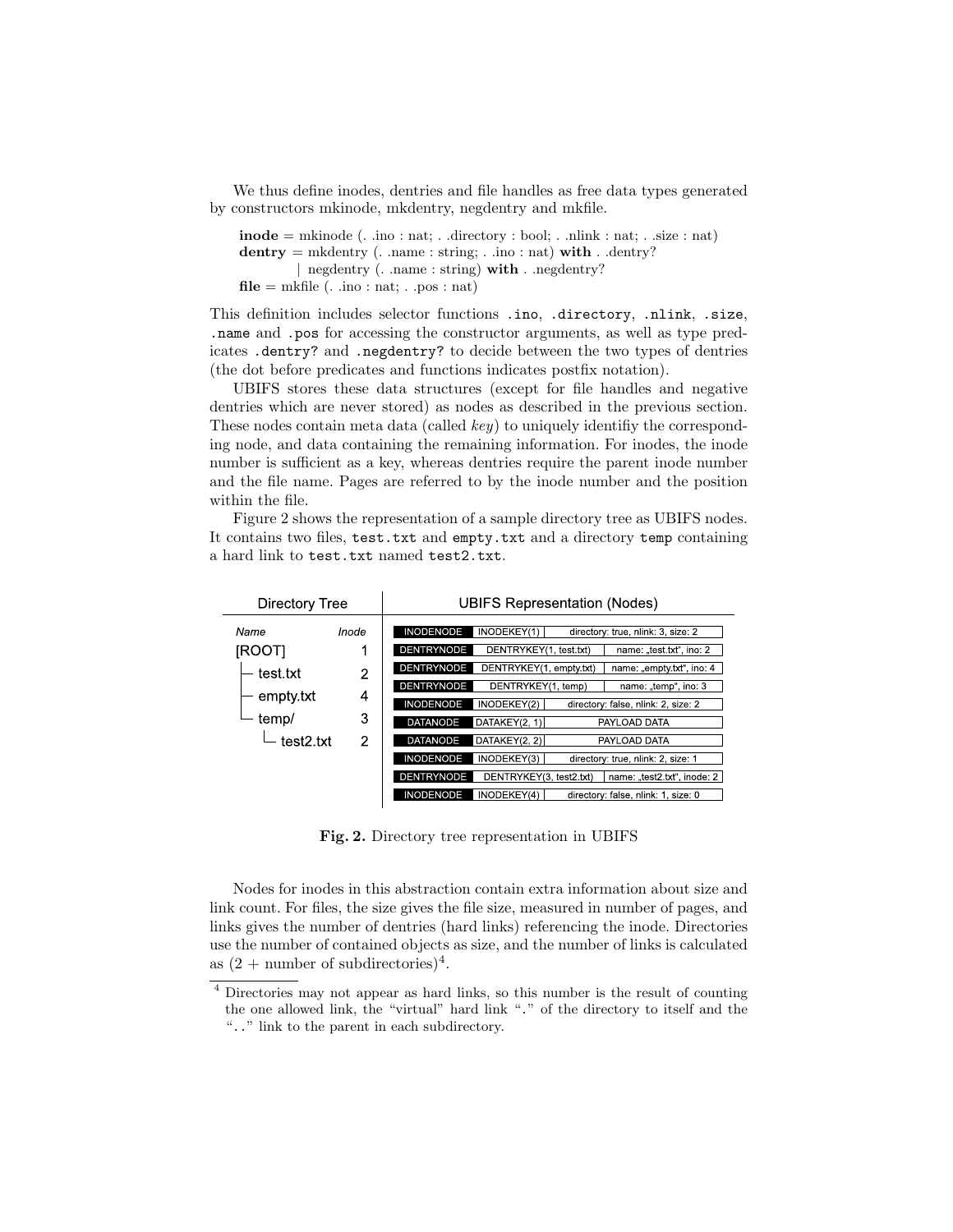We thus define inodes, dentries and file handles as free data types generated by constructors mkinode, mkdentry, negdentry and mkfile.

**inode** = mkinode (. .ino : nat; . .directory : bool; . .nlink : nat; . .size : nat)
**dentry** = mkdentry (. .name : string; . .ino : nat) **with** . .dentry?
  | negdentry (. .name : string) **with** . .negdentry?
**file** = mkfile (. .ino : nat; . .pos : nat)

This definition includes selector functions `.ino`, `.directory`, `.nlink`, `.size`, `.name` and `.pos` for accessing the constructor arguments, as well as type predicates `.dentry?` and `.negdentry?` to decide between the two types of dentries (the dot before predicates and functions indicates postfix notation).

UBIFS stores these data structures (except for file handles and negative dentries which are never stored) as nodes as described in the previous section. These nodes contain meta data (called *key*) to uniquely identifiy the corresponding node, and data containing the remaining information. For inodes, the inode number is sufficient as a key, whereas dentries require the parent inode number and the file name. Pages are referred to by the inode number and the position within the file.

Figure 2 shows the representation of a sample directory tree as UBIFS nodes. It contains two files, `test.txt` and `empty.txt` and a directory `temp` containing a hard link to `test.txt` named `test2.txt`.

| Directory Tree | | UBIFS Representation (Nodes) | | |
|---|---|---|---|---|
| Name | Inode | | | |
| [ROOT] | 1 | INODENODE | INODEKEY(1) | directory: true, nlink: 3, size: 2 |
| ├ test.txt | 2 | DENTRYNODE | DENTRYKEY(1, test.txt) | name: „test.txt", ino: 2 |
| ├ empty.txt | 4 | DENTRYNODE | DENTRYKEY(1, empty.txt) | name: „empty.txt", ino: 4 |
| └ temp/ | 3 | DENTRYNODE | DENTRYKEY(1, temp) | name: „temp", ino: 3 |
|   └ test2.txt | 2 | INODENODE | INODEKEY(2) | directory: false, nlink: 2, size: 2 |
| | | DATANODE | DATAKEY(2, 1) | PAYLOAD DATA |
| | | DATANODE | DATAKEY(2, 2) | PAYLOAD DATA |
| | | INODENODE | INODEKEY(3) | directory: true, nlink: 2, size: 1 |
| | | DENTRYNODE | DENTRYKEY(3, test2.txt) | name: „test2.txt", inode: 2 |
| | | INODENODE | INODEKEY(4) | directory: false, nlink: 1, size: 0 |

**Fig. 2.** Directory tree representation in UBIFS

Nodes for inodes in this abstraction contain extra information about size and link count. For files, the size gives the file size, measured in number of pages, and links gives the number of dentries (hard links) referencing the inode. Directories use the number of contained objects as size, and the number of links is calculated as (2 + number of subdirectories)[4].

[4] Directories may not appear as hard links, so this number is the result of counting the one allowed link, the "virtual" hard link "`.`" of the directory to itself and the "`..`" link to the parent in each subdirectory.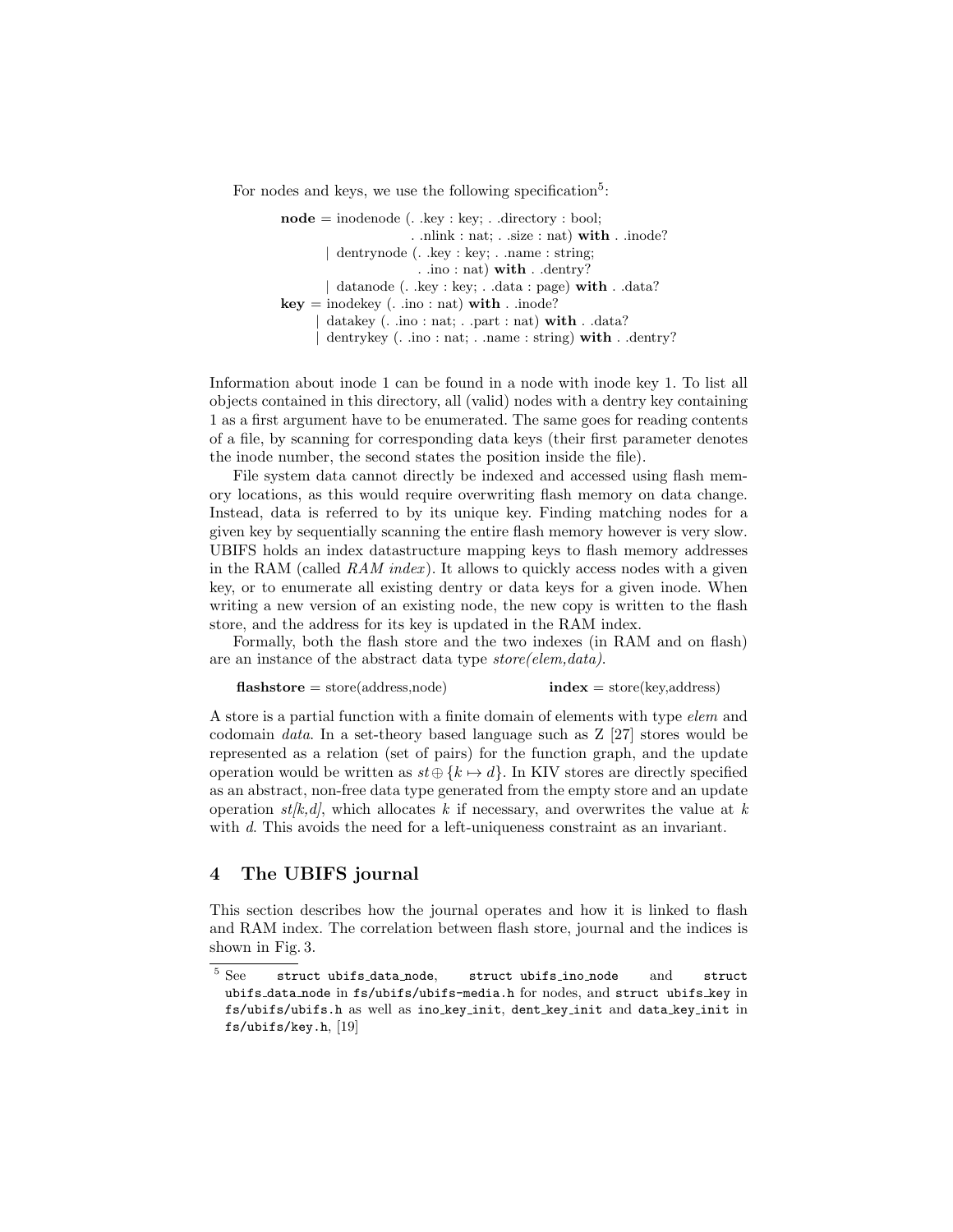For nodes and keys, we use the following specification[5]:

```
node = inodenode (. .key : key; . .directory : bool;
                  . .nlink : nat; . .size : nat) with . .inode?
     | dentrynode (. .key : key; . .name : string;
                  . .ino : nat) with . .dentry?
     | datanode (. .key : key; . .data : page) with . .data?
key = inodekey (. .ino : nat) with . .inode?
    | datakey (. .ino : nat; . .part : nat) with . .data?
    | dentrykey (. .ino : nat; . .name : string) with . .dentry?
```

Information about inode 1 can be found in a node with inode key 1. To list all objects contained in this directory, all (valid) nodes with a dentry key containing 1 as a first argument have to be enumerated. The same goes for reading contents of a file, by scanning for corresponding data keys (their first parameter denotes the inode number, the second states the position inside the file).

File system data cannot directly be indexed and accessed using flash memory locations, as this would require overwriting flash memory on data change. Instead, data is referred to by its unique key. Finding matching nodes for a given key by sequentially scanning the entire flash memory however is very slow. UBIFS holds an index datastructure mapping keys to flash memory addresses in the RAM (called *RAM index*). It allows to quickly access nodes with a given key, or to enumerate all existing dentry or data keys for a given inode. When writing a new version of an existing node, the new copy is written to the flash store, and the address for its key is updated in the RAM index.

Formally, both the flash store and the two indexes (in RAM and on flash) are an instance of the abstract data type *store(elem,data)*.

**flashstore** = store(address,node) **index** = store(key,address)

A store is a partial function with a finite domain of elements with type *elem* and codomain *data*. In a set-theory based language such as Z [27] stores would be represented as a relation (set of pairs) for the function graph, and the update operation would be written as $st \oplus \{k \mapsto d\}$. In KIV stores are directly specified as an abstract, non-free data type generated from the empty store and an update operation *st[k,d]*, which allocates $k$ if necessary, and overwrites the value at $k$ with $d$. This avoids the need for a left-uniqueness constraint as an invariant.

## 4 The UBIFS journal

This section describes how the journal operates and how it is linked to flash and RAM index. The correlation between flash store, journal and the indices is shown in Fig. 3.

[5] See `struct ubifs_data_node`, `struct ubifs_ino_node` and `struct ubifs_data_node` in `fs/ubifs/ubifs-media.h` for nodes, and `struct ubifs_key` in `fs/ubifs/ubifs.h` as well as `ino_key_init`, `dent_key_init` and `data_key_init` in `fs/ubifs/key.h`, [19]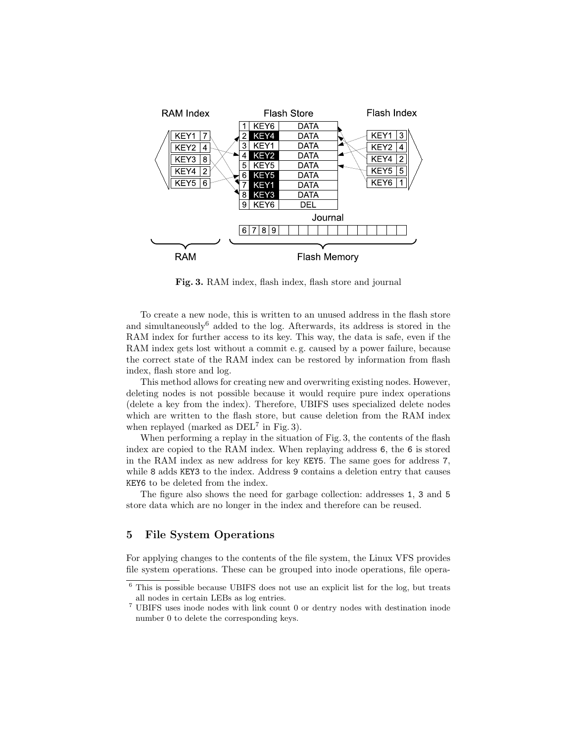**Fig. 3.** RAM index, flash index, flash store and journal

To create a new node, this is written to an unused address in the flash store and simultaneously[6] added to the log. Afterwards, its address is stored in the RAM index for further access to its key. This way, the data is safe, even if the RAM index gets lost without a commit e. g. caused by a power failure, because the correct state of the RAM index can be restored by information from flash index, flash store and log.

This method allows for creating new and overwriting existing nodes. However, deleting nodes is not possible because it would require pure index operations (delete a key from the index). Therefore, UBIFS uses specialized delete nodes which are written to the flash store, but cause deletion from the RAM index when replayed (marked as DEL[7] in Fig. 3).

When performing a replay in the situation of Fig. 3, the contents of the flash index are copied to the RAM index. When replaying address `6`, the `6` is stored in the RAM index as new address for key `KEY5`. The same goes for address `7`, while `8` adds `KEY3` to the index. Address `9` contains a deletion entry that causes `KEY6` to be deleted from the index.

The figure also shows the need for garbage collection: addresses `1`, `3` and `5` store data which are no longer in the index and therefore can be reused.

## 5 File System Operations

For applying changes to the contents of the file system, the Linux VFS provides file system operations. These can be grouped into inode operations, file opera-

[6] This is possible because UBIFS does not use an explicit list for the log, but treats all nodes in certain LEBs as log entries.

[7] UBIFS uses inode nodes with link count 0 or dentry nodes with destination inode number 0 to delete the corresponding keys.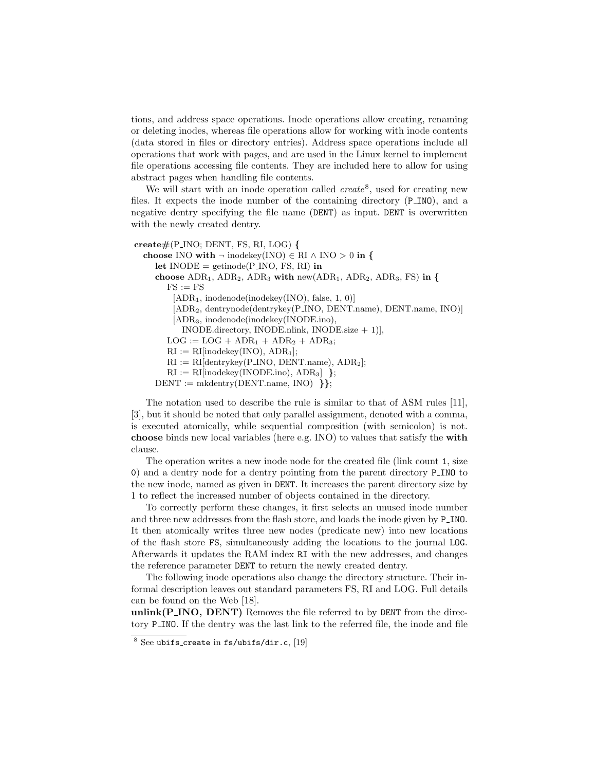tions, and address space operations. Inode operations allow creating, renaming or deleting inodes, whereas file operations allow for working with inode contents (data stored in files or directory entries). Address space operations include all operations that work with pages, and are used in the Linux kernel to implement file operations accessing file contents. They are included here to allow for using abstract pages when handling file contents.

We will start with an inode operation called *create*[8], used for creating new files. It expects the inode number of the containing directory (`P_INO`), and a negative dentry specifying the file name (`DENT`) as input. `DENT` is overwritten with the newly created dentry.

**create#**(P_INO; DENT, FS, RI, LOG) **{**
  **choose** INO **with** $\neg$ inodekey(INO) $\in$ RI $\wedge$ INO $> 0$ **in {**
    **let** INODE = getinode(P_INO, FS, RI) **in**
    **choose** $\text{ADR}_1$, $\text{ADR}_2$, $\text{ADR}_3$ **with** new($\text{ADR}_1$, $\text{ADR}_2$, $\text{ADR}_3$, FS) **in {**
      FS := FS
        [$\text{ADR}_1$, inodenode(inodekey(INO), false, 1, 0)]
        [$\text{ADR}_2$, dentrynode(dentrykey(P_INO, DENT.name), DENT.name, INO)]
        [$\text{ADR}_3$, inodenode(inodekey(INODE.ino),
          INODE.directory, INODE.nlink, INODE.size + 1)],
      LOG := LOG + $\text{ADR}_1$ + $\text{ADR}_2$ + $\text{ADR}_3$;
      RI := RI[inodekey(INO), $\text{ADR}_1$];
      RI := RI[dentrykey(P_INO, DENT.name), $\text{ADR}_2$];
      RI := RI[inodekey(INODE.ino), $\text{ADR}_3$] **}**;
    DENT := mkdentry(DENT.name, INO) **}}**;

The notation used to describe the rule is similar to that of ASM rules [11], [3], but it should be noted that only parallel assignment, denoted with a comma, is executed atomically, while sequential composition (with semicolon) is not. **choose** binds new local variables (here e.g. INO) to values that satisfy the **with** clause.

The operation writes a new inode node for the created file (link count `1`, size `0`) and a dentry node for a dentry pointing from the parent directory `P_INO` to the new inode, named as given in `DENT`. It increases the parent directory size by 1 to reflect the increased number of objects contained in the directory.

To correctly perform these changes, it first selects an unused inode number and three new addresses from the flash store, and loads the inode given by `P_INO`. It then atomically writes three new nodes (predicate new) into new locations of the flash store `FS`, simultaneously adding the locations to the journal `LOG`. Afterwards it updates the RAM index `RI` with the new addresses, and changes the reference parameter `DENT` to return the newly created dentry.

The following inode operations also change the directory structure. Their informal description leaves out standard parameters FS, RI and LOG. Full details can be found on the Web [18].

**unlink(P_INO, DENT)** Removes the file referred to by `DENT` from the directory `P_INO`. If the dentry was the last link to the referred file, the inode and file

[8] See `ubifs_create` in `fs/ubifs/dir.c`, [19]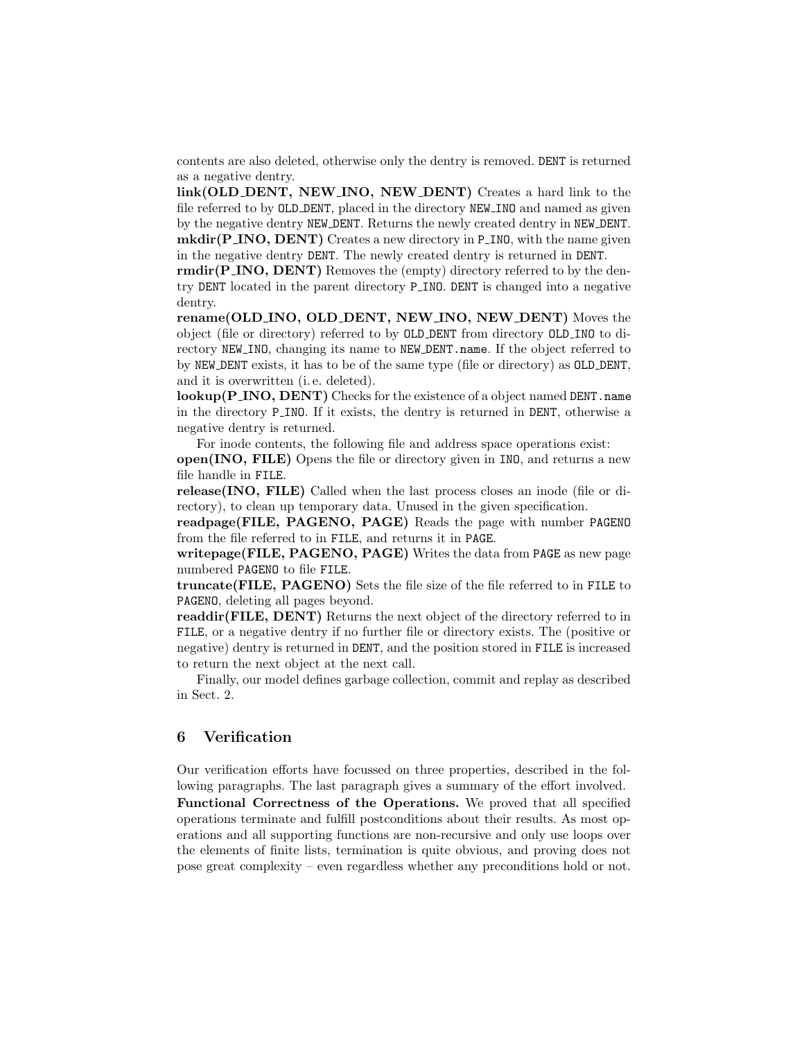contents are also deleted, otherwise only the dentry is removed. DENT is returned as a negative dentry.

**link(OLD_DENT, NEW_INO, NEW_DENT)** Creates a hard link to the file referred to by OLD_DENT, placed in the directory NEW_INO and named as given by the negative dentry NEW_DENT. Returns the newly created dentry in NEW_DENT.

**mkdir(P_INO, DENT)** Creates a new directory in P_INO, with the name given in the negative dentry DENT. The newly created dentry is returned in DENT.

**rmdir(P_INO, DENT)** Removes the (empty) directory referred to by the dentry DENT located in the parent directory P_INO. DENT is changed into a negative dentry.

**rename(OLD_INO, OLD_DENT, NEW_INO, NEW_DENT)** Moves the object (file or directory) referred to by OLD_DENT from directory OLD_INO to directory NEW_INO, changing its name to NEW_DENT.name. If the object referred to by NEW_DENT exists, it has to be of the same type (file or directory) as OLD_DENT, and it is overwritten (i. e. deleted).

**lookup(P_INO, DENT)** Checks for the existence of a object named DENT.name in the directory P_INO. If it exists, the dentry is returned in DENT, otherwise a negative dentry is returned.

For inode contents, the following file and address space operations exist:

**open(INO, FILE)** Opens the file or directory given in INO, and returns a new file handle in FILE.

**release(INO, FILE)** Called when the last process closes an inode (file or directory), to clean up temporary data. Unused in the given specification.

**readpage(FILE, PAGENO, PAGE)** Reads the page with number PAGENO from the file referred to in FILE, and returns it in PAGE.

**writepage(FILE, PAGENO, PAGE)** Writes the data from PAGE as new page numbered PAGENO to file FILE.

**truncate(FILE, PAGENO)** Sets the file size of the file referred to in FILE to PAGENO, deleting all pages beyond.

**readdir(FILE, DENT)** Returns the next object of the directory referred to in FILE, or a negative dentry if no further file or directory exists. The (positive or negative) dentry is returned in DENT, and the position stored in FILE is increased to return the next object at the next call.

Finally, our model defines garbage collection, commit and replay as described in Sect. 2.

## 6 Verification

Our verification efforts have focussed on three properties, described in the following paragraphs. The last paragraph gives a summary of the effort involved.

**Functional Correctness of the Operations.** We proved that all specified operations terminate and fulfill postconditions about their results. As most operations and all supporting functions are non-recursive and only use loops over the elements of finite lists, termination is quite obvious, and proving does not pose great complexity – even regardless whether any preconditions hold or not.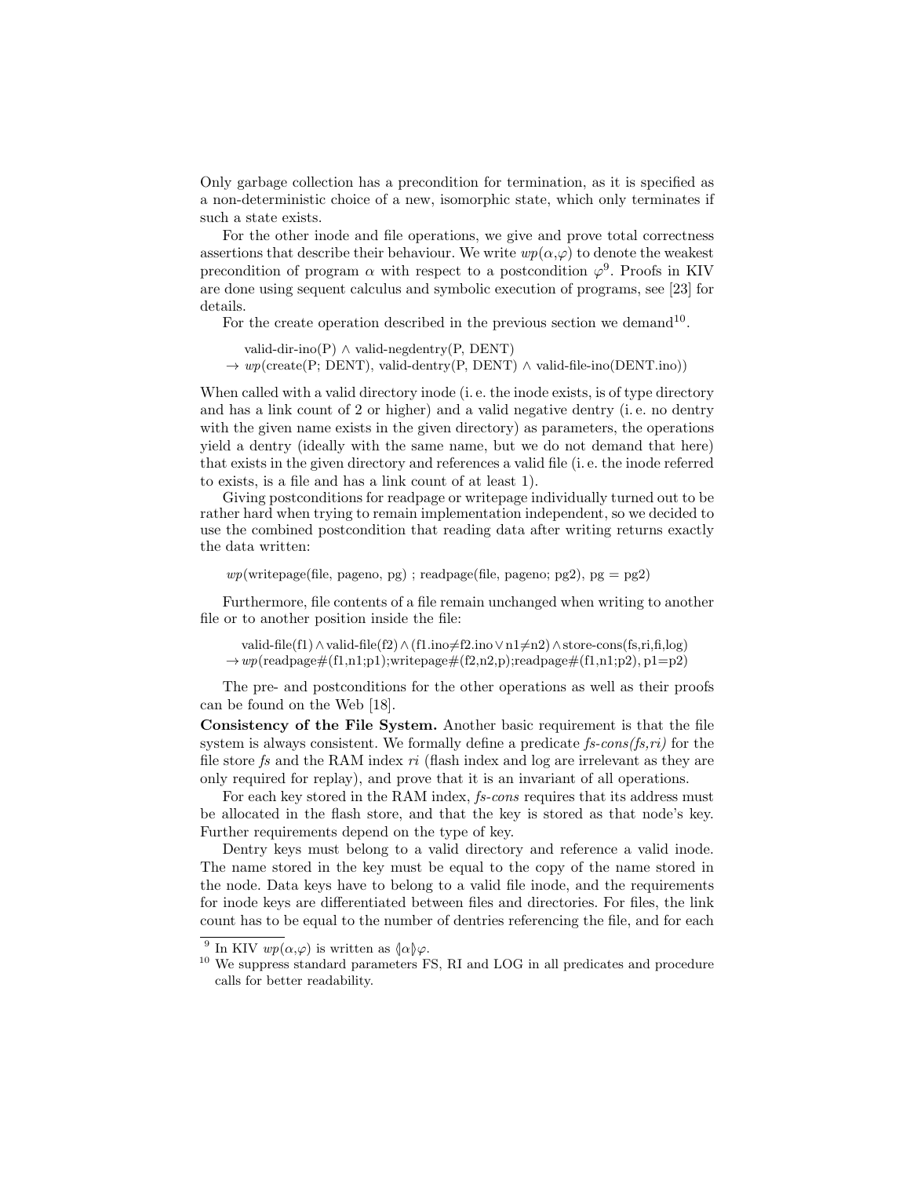Only garbage collection has a precondition for termination, as it is specified as a non-deterministic choice of a new, isomorphic state, which only terminates if such a state exists.

For the other inode and file operations, we give and prove total correctness assertions that describe their behaviour. We write $wp(\alpha,\varphi)$ to denote the weakest precondition of program $\alpha$ with respect to a postcondition $\varphi$[9]. Proofs in KIV are done using sequent calculus and symbolic execution of programs, see [23] for details.

For the create operation described in the previous section we demand[10].

$$\begin{aligned}&\text{valid-dir-ino(P)} \wedge \text{valid-negdentry(P, DENT)}\\ \rightarrow\ & wp(\text{create(P; DENT)}, \text{valid-dentry(P, DENT)} \wedge \text{valid-file-ino(DENT.ino)})\end{aligned}$$

When called with a valid directory inode (i. e. the inode exists, is of type directory and has a link count of 2 or higher) and a valid negative dentry (i. e. no dentry with the given name exists in the given directory) as parameters, the operations yield a dentry (ideally with the same name, but we do not demand that here) that exists in the given directory and references a valid file (i. e. the inode referred to exists, is a file and has a link count of at least 1).

Giving postconditions for readpage or writepage individually turned out to be rather hard when trying to remain implementation independent, so we decided to use the combined postcondition that reading data after writing returns exactly the data written:

$$wp(\text{writepage(file, pageno, pg) ; readpage(file, pageno; pg2)}, \text{pg} = \text{pg2})$$

Furthermore, file contents of a file remain unchanged when writing to another file or to another position inside the file:

$$\begin{aligned}&\text{valid-file(f1)} \wedge \text{valid-file(f2)} \wedge (\text{f1.ino} \neq \text{f2.ino} \vee \text{n1} \neq \text{n2}) \wedge \text{store-cons(fs,ri,fi,log)}\\ \rightarrow\ & wp(\text{readpage\#(f1,n1;p1);writepage\#(f2,n2,p);readpage\#(f1,n1;p2)}, \text{p1}=\text{p2})\end{aligned}$$

The pre- and postconditions for the other operations as well as their proofs can be found on the Web [18].

**Consistency of the File System.** Another basic requirement is that the file system is always consistent. We formally define a predicate *fs-cons(fs,ri)* for the file store *fs* and the RAM index *ri* (flash index and log are irrelevant as they are only required for replay), and prove that it is an invariant of all operations.

For each key stored in the RAM index, *fs-cons* requires that its address must be allocated in the flash store, and that the key is stored as that node's key. Further requirements depend on the type of key.

Dentry keys must belong to a valid directory and reference a valid inode. The name stored in the key must be equal to the copy of the name stored in the node. Data keys have to belong to a valid file inode, and the requirements for inode keys are differentiated between files and directories. For files, the link count has to be equal to the number of dentries referencing the file, and for each

[9] In KIV $wp(\alpha,\varphi)$ is written as $\langle\!|\alpha|\!\rangle\varphi$.

[10] We suppress standard parameters FS, RI and LOG in all predicates and procedure calls for better readability.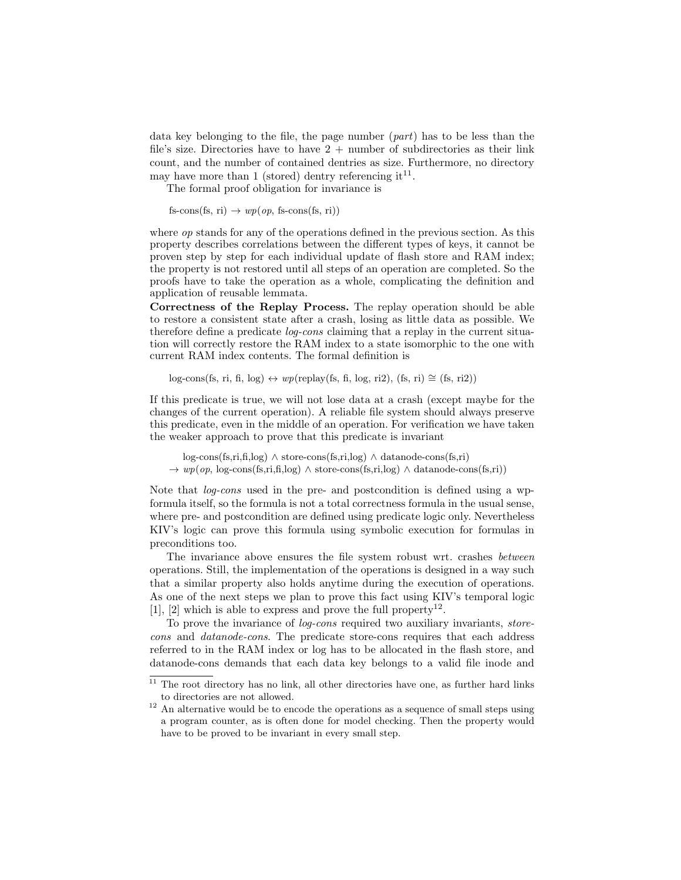data key belonging to the file, the page number (*part*) has to be less than the file's size. Directories have to have 2 + number of subdirectories as their link count, and the number of contained dentries as size. Furthermore, no directory may have more than 1 (stored) dentry referencing it[11].

The formal proof obligation for invariance is

fs-cons(fs, ri) → *wp*(*op*, fs-cons(fs, ri))

where *op* stands for any of the operations defined in the previous section. As this property describes correlations between the different types of keys, it cannot be proven step by step for each individual update of flash store and RAM index; the property is not restored until all steps of an operation are completed. So the proofs have to take the operation as a whole, complicating the definition and application of reusable lemmata.

**Correctness of the Replay Process.** The replay operation should be able to restore a consistent state after a crash, losing as little data as possible. We therefore define a predicate *log-cons* claiming that a replay in the current situation will correctly restore the RAM index to a state isomorphic to the one with current RAM index contents. The formal definition is

log-cons(fs, ri, fi, log) ↔ *wp*(replay(fs, fi, log, ri2), (fs, ri) ≅ (fs, ri2))

If this predicate is true, we will not lose data at a crash (except maybe for the changes of the current operation). A reliable file system should always preserve this predicate, even in the middle of an operation. For verification we have taken the weaker approach to prove that this predicate is invariant

log-cons(fs,ri,fi,log) ∧ store-cons(fs,ri,log) ∧ datanode-cons(fs,ri)
→ *wp*(*op*, log-cons(fs,ri,fi,log) ∧ store-cons(fs,ri,log) ∧ datanode-cons(fs,ri))

Note that *log-cons* used in the pre- and postcondition is defined using a wp-formula itself, so the formula is not a total correctness formula in the usual sense, where pre- and postcondition are defined using predicate logic only. Nevertheless KIV's logic can prove this formula using symbolic execution for formulas in preconditions too.

The invariance above ensures the file system robust wrt. crashes *between* operations. Still, the implementation of the operations is designed in a way such that a similar property also holds anytime during the execution of operations. As one of the next steps we plan to prove this fact using KIV's temporal logic [1], [2] which is able to express and prove the full property[12].

To prove the invariance of *log-cons* required two auxiliary invariants, *store-cons* and *datanode-cons*. The predicate store-cons requires that each address referred to in the RAM index or log has to be allocated in the flash store, and datanode-cons demands that each data key belongs to a valid file inode and

[11] The root directory has no link, all other directories have one, as further hard links to directories are not allowed.

[12] An alternative would be to encode the operations as a sequence of small steps using a program counter, as is often done for model checking. Then the property would have to be proved to be invariant in every small step.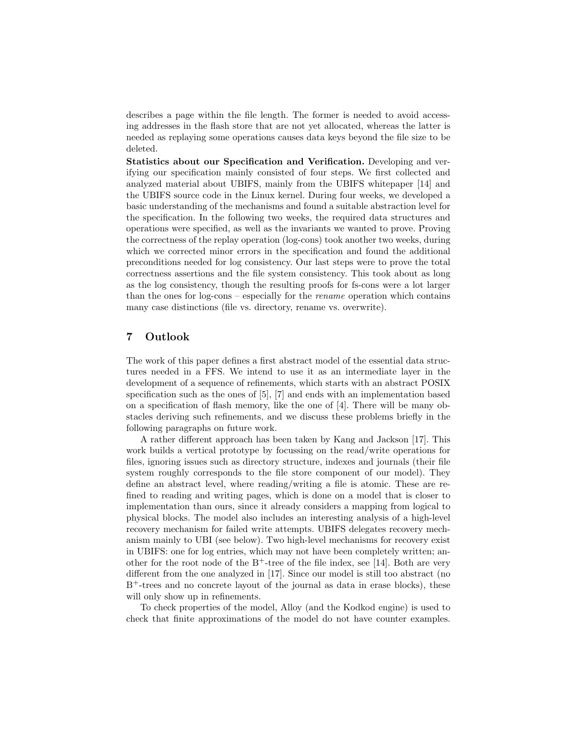describes a page within the file length. The former is needed to avoid accessing addresses in the flash store that are not yet allocated, whereas the latter is needed as replaying some operations causes data keys beyond the file size to be deleted.

**Statistics about our Specification and Verification.** Developing and verifying our specification mainly consisted of four steps. We first collected and analyzed material about UBIFS, mainly from the UBIFS whitepaper [14] and the UBIFS source code in the Linux kernel. During four weeks, we developed a basic understanding of the mechanisms and found a suitable abstraction level for the specification. In the following two weeks, the required data structures and operations were specified, as well as the invariants we wanted to prove. Proving the correctness of the replay operation (log-cons) took another two weeks, during which we corrected minor errors in the specification and found the additional preconditions needed for log consistency. Our last steps were to prove the total correctness assertions and the file system consistency. This took about as long as the log consistency, though the resulting proofs for fs-cons were a lot larger than the ones for log-cons – especially for the *rename* operation which contains many case distinctions (file vs. directory, rename vs. overwrite).

## 7 Outlook

The work of this paper defines a first abstract model of the essential data structures needed in a FFS. We intend to use it as an intermediate layer in the development of a sequence of refinements, which starts with an abstract POSIX specification such as the ones of [5], [7] and ends with an implementation based on a specification of flash memory, like the one of [4]. There will be many obstacles deriving such refinements, and we discuss these problems briefly in the following paragraphs on future work.

A rather different approach has been taken by Kang and Jackson [17]. This work builds a vertical prototype by focussing on the read/write operations for files, ignoring issues such as directory structure, indexes and journals (their file system roughly corresponds to the file store component of our model). They define an abstract level, where reading/writing a file is atomic. These are refined to reading and writing pages, which is done on a model that is closer to implementation than ours, since it already considers a mapping from logical to physical blocks. The model also includes an interesting analysis of a high-level recovery mechanism for failed write attempts. UBIFS delegates recovery mechanism mainly to UBI (see below). Two high-level mechanisms for recovery exist in UBIFS: one for log entries, which may not have been completely written; another for the root node of the $B^+$-tree of the file index, see [14]. Both are very different from the one analyzed in [17]. Since our model is still too abstract (no $B^+$-trees and no concrete layout of the journal as data in erase blocks), these will only show up in refinements.

To check properties of the model, Alloy (and the Kodkod engine) is used to check that finite approximations of the model do not have counter examples.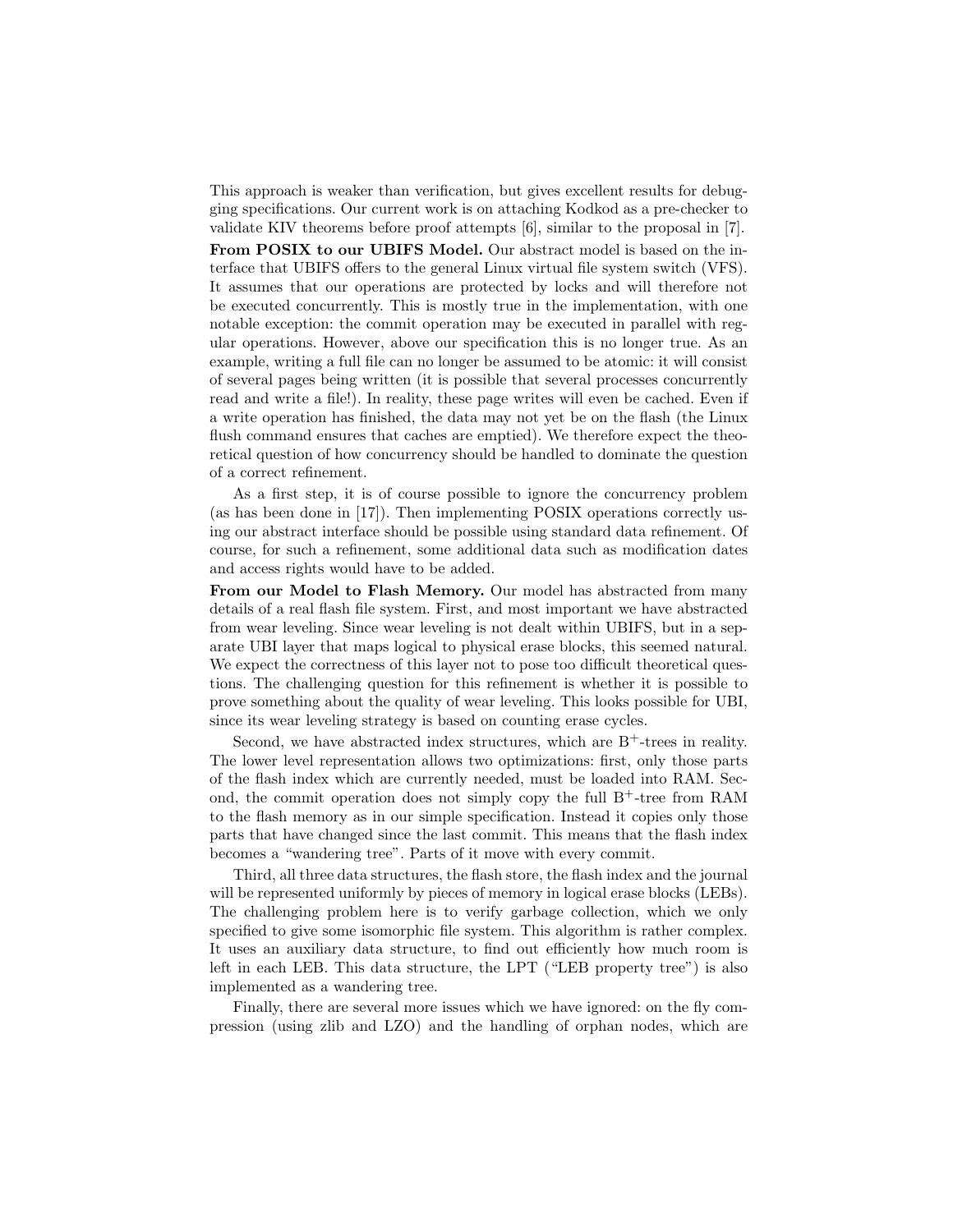This approach is weaker than verification, but gives excellent results for debugging specifications. Our current work is on attaching Kodkod as a pre-checker to validate KIV theorems before proof attempts [6], similar to the proposal in [7].

**From POSIX to our UBIFS Model.** Our abstract model is based on the interface that UBIFS offers to the general Linux virtual file system switch (VFS). It assumes that our operations are protected by locks and will therefore not be executed concurrently. This is mostly true in the implementation, with one notable exception: the commit operation may be executed in parallel with regular operations. However, above our specification this is no longer true. As an example, writing a full file can no longer be assumed to be atomic: it will consist of several pages being written (it is possible that several processes concurrently read and write a file!). In reality, these page writes will even be cached. Even if a write operation has finished, the data may not yet be on the flash (the Linux flush command ensures that caches are emptied). We therefore expect the theoretical question of how concurrency should be handled to dominate the question of a correct refinement.

As a first step, it is of course possible to ignore the concurrency problem (as has been done in [17]). Then implementing POSIX operations correctly using our abstract interface should be possible using standard data refinement. Of course, for such a refinement, some additional data such as modification dates and access rights would have to be added.

**From our Model to Flash Memory.** Our model has abstracted from many details of a real flash file system. First, and most important we have abstracted from wear leveling. Since wear leveling is not dealt within UBIFS, but in a separate UBI layer that maps logical to physical erase blocks, this seemed natural. We expect the correctness of this layer not to pose too difficult theoretical questions. The challenging question for this refinement is whether it is possible to prove something about the quality of wear leveling. This looks possible for UBI, since its wear leveling strategy is based on counting erase cycles.

Second, we have abstracted index structures, which are $B^+$-trees in reality. The lower level representation allows two optimizations: first, only those parts of the flash index which are currently needed, must be loaded into RAM. Second, the commit operation does not simply copy the full $B^+$-tree from RAM to the flash memory as in our simple specification. Instead it copies only those parts that have changed since the last commit. This means that the flash index becomes a "wandering tree". Parts of it move with every commit.

Third, all three data structures, the flash store, the flash index and the journal will be represented uniformly by pieces of memory in logical erase blocks (LEBs). The challenging problem here is to verify garbage collection, which we only specified to give some isomorphic file system. This algorithm is rather complex. It uses an auxiliary data structure, to find out efficiently how much room is left in each LEB. This data structure, the LPT ("LEB property tree") is also implemented as a wandering tree.

Finally, there are several more issues which we have ignored: on the fly compression (using zlib and LZO) and the handling of orphan nodes, which are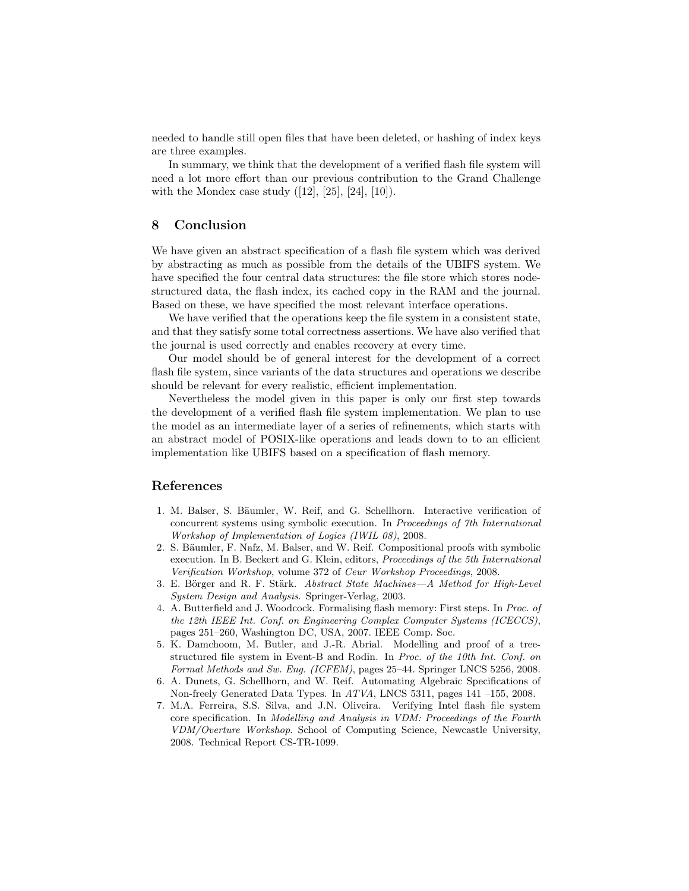needed to handle still open files that have been deleted, or hashing of index keys are three examples.

In summary, we think that the development of a verified flash file system will need a lot more effort than our previous contribution to the Grand Challenge with the Mondex case study ([12], [25], [24], [10]).

## 8 Conclusion

We have given an abstract specification of a flash file system which was derived by abstracting as much as possible from the details of the UBIFS system. We have specified the four central data structures: the file store which stores node-structured data, the flash index, its cached copy in the RAM and the journal. Based on these, we have specified the most relevant interface operations.

We have verified that the operations keep the file system in a consistent state, and that they satisfy some total correctness assertions. We have also verified that the journal is used correctly and enables recovery at every time.

Our model should be of general interest for the development of a correct flash file system, since variants of the data structures and operations we describe should be relevant for every realistic, efficient implementation.

Nevertheless the model given in this paper is only our first step towards the development of a verified flash file system implementation. We plan to use the model as an intermediate layer of a series of refinements, which starts with an abstract model of POSIX-like operations and leads down to to an efficient implementation like UBIFS based on a specification of flash memory.

## References

1. M. Balser, S. Bäumler, W. Reif, and G. Schellhorn. Interactive verification of concurrent systems using symbolic execution. In *Proceedings of 7th International Workshop of Implementation of Logics (IWIL 08)*, 2008.
2. S. Bäumler, F. Nafz, M. Balser, and W. Reif. Compositional proofs with symbolic execution. In B. Beckert and G. Klein, editors, *Proceedings of the 5th International Verification Workshop*, volume 372 of *Ceur Workshop Proceedings*, 2008.
3. E. Börger and R. F. Stärk. *Abstract State Machines—A Method for High-Level System Design and Analysis*. Springer-Verlag, 2003.
4. A. Butterfield and J. Woodcock. Formalising flash memory: First steps. In *Proc. of the 12th IEEE Int. Conf. on Engineering Complex Computer Systems (ICECCS)*, pages 251–260, Washington DC, USA, 2007. IEEE Comp. Soc.
5. K. Damchoom, M. Butler, and J.-R. Abrial. Modelling and proof of a tree-structured file system in Event-B and Rodin. In *Proc. of the 10th Int. Conf. on Formal Methods and Sw. Eng. (ICFEM)*, pages 25–44. Springer LNCS 5256, 2008.
6. A. Dunets, G. Schellhorn, and W. Reif. Automating Algebraic Specifications of Non-freely Generated Data Types. In *ATVA*, LNCS 5311, pages 141 –155, 2008.
7. M.A. Ferreira, S.S. Silva, and J.N. Oliveira. Verifying Intel flash file system core specification. In *Modelling and Analysis in VDM: Proceedings of the Fourth VDM/Overture Workshop*. School of Computing Science, Newcastle University, 2008. Technical Report CS-TR-1099.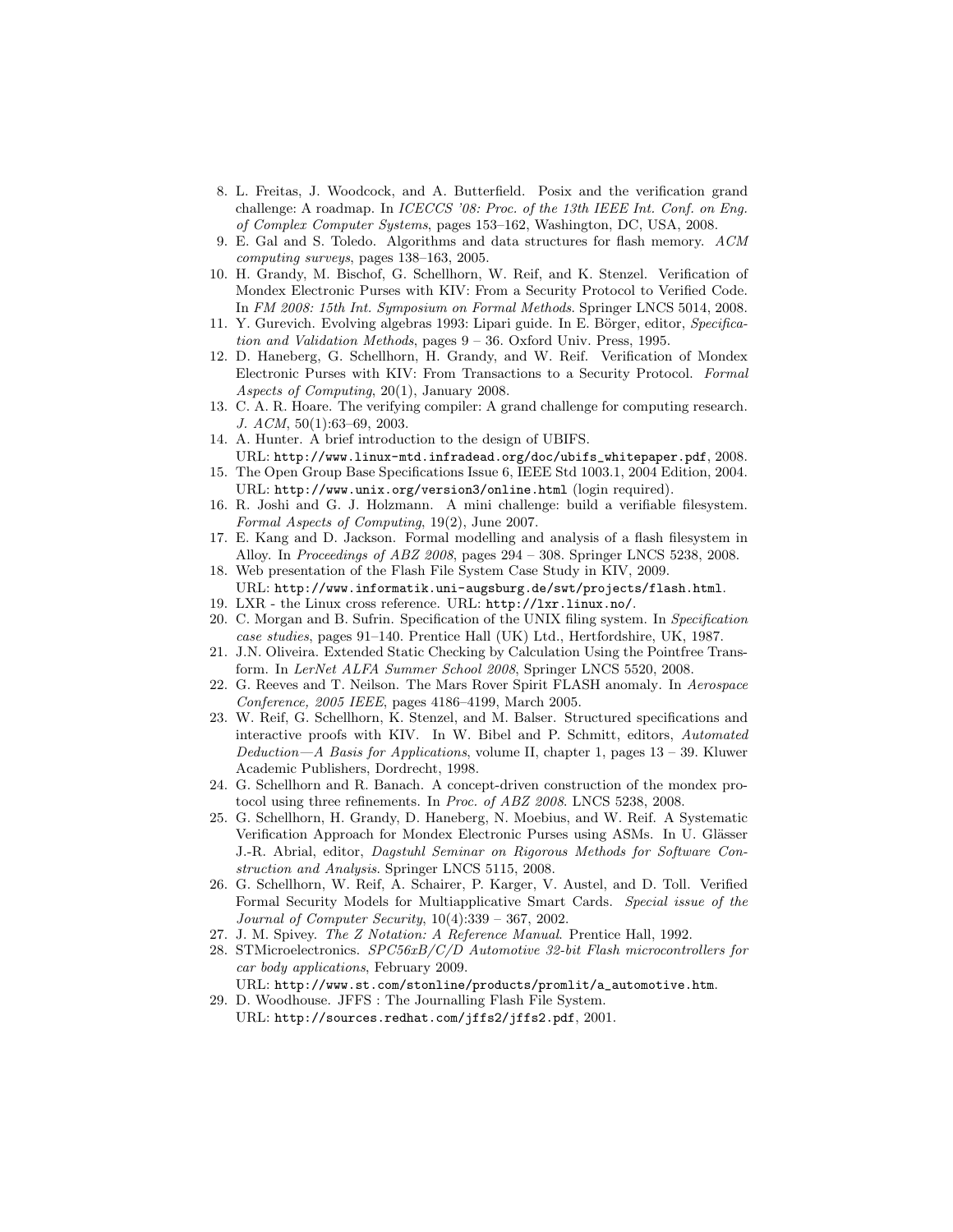8. L. Freitas, J. Woodcock, and A. Butterfield. Posix and the verification grand challenge: A roadmap. In *ICECCS '08: Proc. of the 13th IEEE Int. Conf. on Eng. of Complex Computer Systems*, pages 153–162, Washington, DC, USA, 2008.
9. E. Gal and S. Toledo. Algorithms and data structures for flash memory. *ACM computing surveys*, pages 138–163, 2005.
10. H. Grandy, M. Bischof, G. Schellhorn, W. Reif, and K. Stenzel. Verification of Mondex Electronic Purses with KIV: From a Security Protocol to Verified Code. In *FM 2008: 15th Int. Symposium on Formal Methods*. Springer LNCS 5014, 2008.
11. Y. Gurevich. Evolving algebras 1993: Lipari guide. In E. Börger, editor, *Specification and Validation Methods*, pages 9 – 36. Oxford Univ. Press, 1995.
12. D. Haneberg, G. Schellhorn, H. Grandy, and W. Reif. Verification of Mondex Electronic Purses with KIV: From Transactions to a Security Protocol. *Formal Aspects of Computing*, 20(1), January 2008.
13. C. A. R. Hoare. The verifying compiler: A grand challenge for computing research. *J. ACM*, 50(1):63–69, 2003.
14. A. Hunter. A brief introduction to the design of UBIFS.
    URL: `http://www.linux-mtd.infradead.org/doc/ubifs_whitepaper.pdf`, 2008.
15. The Open Group Base Specifications Issue 6, IEEE Std 1003.1, 2004 Edition, 2004. URL: `http://www.unix.org/version3/online.html` (login required).
16. R. Joshi and G. J. Holzmann. A mini challenge: build a verifiable filesystem. *Formal Aspects of Computing*, 19(2), June 2007.
17. E. Kang and D. Jackson. Formal modelling and analysis of a flash filesystem in Alloy. In *Proceedings of ABZ 2008*, pages 294 – 308. Springer LNCS 5238, 2008.
18. Web presentation of the Flash File System Case Study in KIV, 2009.
    URL: `http://www.informatik.uni-augsburg.de/swt/projects/flash.html`.
19. LXR - the Linux cross reference. URL: `http://lxr.linux.no/`.
20. C. Morgan and B. Sufrin. Specification of the UNIX filing system. In *Specification case studies*, pages 91–140. Prentice Hall (UK) Ltd., Hertfordshire, UK, 1987.
21. J.N. Oliveira. Extended Static Checking by Calculation Using the Pointfree Transform. In *LerNet ALFA Summer School 2008*, Springer LNCS 5520, 2008.
22. G. Reeves and T. Neilson. The Mars Rover Spirit FLASH anomaly. In *Aerospace Conference, 2005 IEEE*, pages 4186–4199, March 2005.
23. W. Reif, G. Schellhorn, K. Stenzel, and M. Balser. Structured specifications and interactive proofs with KIV. In W. Bibel and P. Schmitt, editors, *Automated Deduction—A Basis for Applications*, volume II, chapter 1, pages 13 – 39. Kluwer Academic Publishers, Dordrecht, 1998.
24. G. Schellhorn and R. Banach. A concept-driven construction of the mondex protocol using three refinements. In *Proc. of ABZ 2008*. LNCS 5238, 2008.
25. G. Schellhorn, H. Grandy, D. Haneberg, N. Moebius, and W. Reif. A Systematic Verification Approach for Mondex Electronic Purses using ASMs. In U. Glässer J.-R. Abrial, editor, *Dagstuhl Seminar on Rigorous Methods for Software Construction and Analysis*. Springer LNCS 5115, 2008.
26. G. Schellhorn, W. Reif, A. Schairer, P. Karger, V. Austel, and D. Toll. Verified Formal Security Models for Multiapplicative Smart Cards. *Special issue of the Journal of Computer Security*, 10(4):339 – 367, 2002.
27. J. M. Spivey. *The Z Notation: A Reference Manual*. Prentice Hall, 1992.
28. STMicroelectronics. *SPC56xB/C/D Automotive 32-bit Flash microcontrollers for car body applications*, February 2009.
    URL: `http://www.st.com/stonline/products/promlit/a_automotive.htm`.
29. D. Woodhouse. JFFS : The Journalling Flash File System.
    URL: `http://sources.redhat.com/jffs2/jffs2.pdf`, 2001.